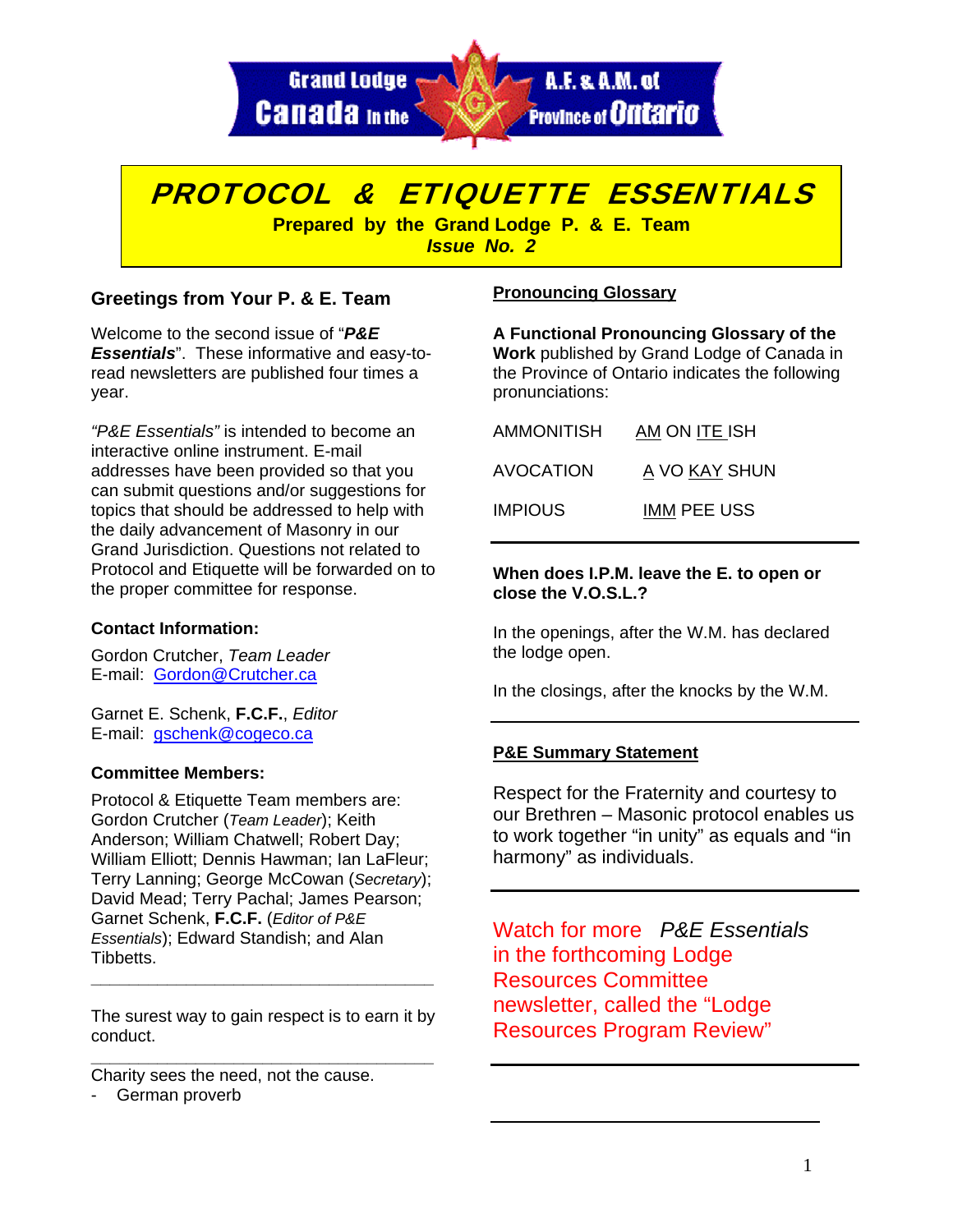Grand Lodge A.F. & A.M. of Canada in the Province of Ontario

# PROTOCOL & ETIQUETTE ESSENTIALS

**Prepared by the Grand Lodge P. & E. Team**
***Issue No. 2***

## Greetings from Your P. & E. Team

Welcome to the second issue of "***P&E Essentials***". These informative and easy-to-read newsletters are published four times a year.

*"P&E Essentials"* is intended to become an interactive online instrument. E-mail addresses have been provided so that you can submit questions and/or suggestions for topics that should be addressed to help with the daily advancement of Masonry in our Grand Jurisdiction. Questions not related to Protocol and Etiquette will be forwarded on to the proper committee for response.

### Contact Information:

Gordon Crutcher, *Team Leader*
E-mail: Gordon@Crutcher.ca

Garnet E. Schenk, **F.C.F.**, *Editor*
E-mail: gschenk@cogeco.ca

### Committee Members:

Protocol & Etiquette Team members are: Gordon Crutcher (*Team Leader*); Keith Anderson; William Chatwell; Robert Day; William Elliott; Dennis Hawman; Ian LaFleur; Terry Lanning; George McCowan (*Secretary*); David Mead; Terry Pachal; James Pearson; Garnet Schenk, **F.C.F.** (*Editor of P&E Essentials*); Edward Standish; and Alan Tibbetts.

---

The surest way to gain respect is to earn it by conduct.

---

Charity sees the need, not the cause.

- German proverb

## Pronouncing Glossary

**A Functional Pronouncing Glossary of the Work** published by Grand Lodge of Canada in the Province of Ontario indicates the following pronunciations:

| | |
|---|---|
| AMMONITISH | AM ON ITE ISH |
| AVOCATION | A VO KAY SHUN |
| IMPIOUS | IMM PEE USS |

---

**When does I.P.M. leave the E. to open or close the V.O.S.L.?**

In the openings, after the W.M. has declared the lodge open.

In the closings, after the knocks by the W.M.

---

## P&E Summary Statement

Respect for the Fraternity and courtesy to our Brethren – Masonic protocol enables us to work together "in unity" as equals and "in harmony" as individuals.

---

Watch for more *P&E Essentials* in the forthcoming Lodge Resources Committee newsletter, called the "Lodge Resources Program Review"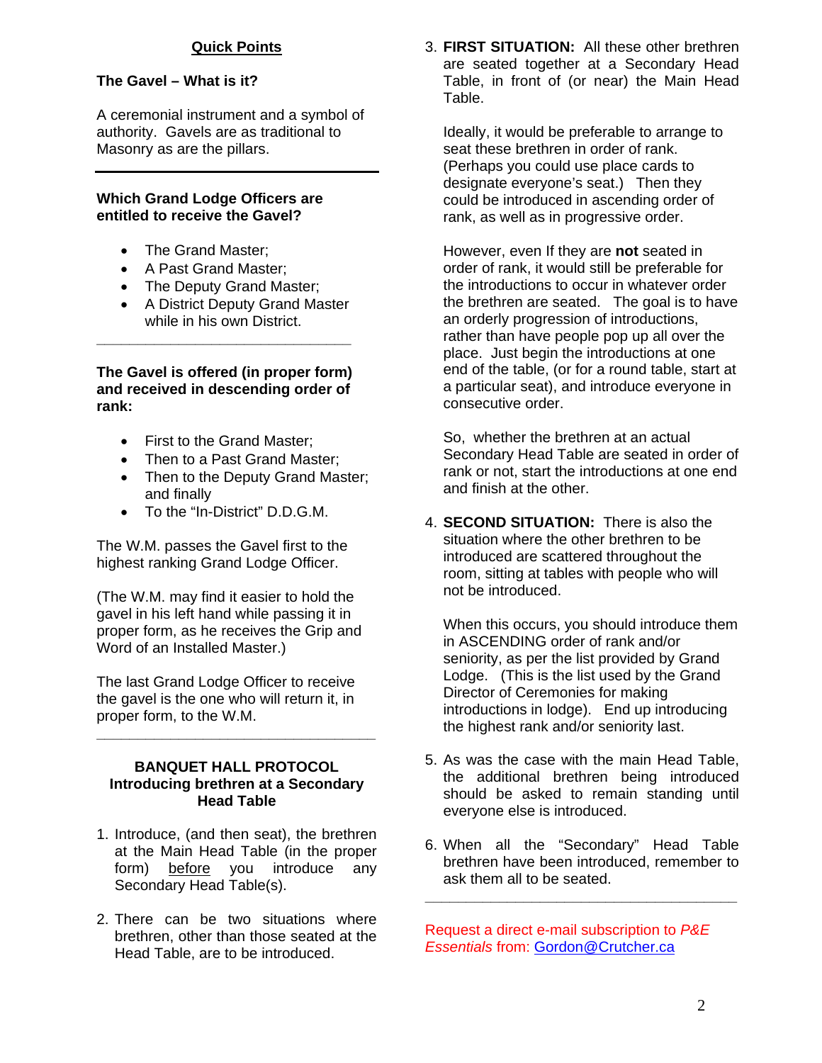## Quick Points

**The Gavel – What is it?**

A ceremonial instrument and a symbol of authority. Gavels are as traditional to Masonry as are the pillars.

---

**Which Grand Lodge Officers are entitled to receive the Gavel?**

- The Grand Master;
- A Past Grand Master;
- The Deputy Grand Master;
- A District Deputy Grand Master while in his own District.

---

**The Gavel is offered (in proper form) and received in descending order of rank:**

- First to the Grand Master;
- Then to a Past Grand Master;
- Then to the Deputy Grand Master; and finally
- To the "In-District" D.D.G.M.

The W.M. passes the Gavel first to the highest ranking Grand Lodge Officer.

(The W.M. may find it easier to hold the gavel in his left hand while passing it in proper form, as he receives the Grip and Word of an Installed Master.)

The last Grand Lodge Officer to receive the gavel is the one who will return it, in proper form, to the W.M.

---

### BANQUET HALL PROTOCOL
### Introducing brethren at a Secondary Head Table

1. Introduce, (and then seat), the brethren at the Main Head Table (in the proper form) before you introduce any Secondary Head Table(s).

2. There can be two situations where brethren, other than those seated at the Head Table, are to be introduced.

3. **FIRST SITUATION:** All these other brethren are seated together at a Secondary Head Table, in front of (or near) the Main Head Table.

   Ideally, it would be preferable to arrange to seat these brethren in order of rank. (Perhaps you could use place cards to designate everyone's seat.) Then they could be introduced in ascending order of rank, as well as in progressive order.

   However, even If they are **not** seated in order of rank, it would still be preferable for the introductions to occur in whatever order the brethren are seated. The goal is to have an orderly progression of introductions, rather than have people pop up all over the place. Just begin the introductions at one end of the table, (or for a round table, start at a particular seat), and introduce everyone in consecutive order.

   So, whether the brethren at an actual Secondary Head Table are seated in order of rank or not, start the introductions at one end and finish at the other.

4. **SECOND SITUATION:** There is also the situation where the other brethren to be introduced are scattered throughout the room, sitting at tables with people who will not be introduced.

   When this occurs, you should introduce them in ASCENDING order of rank and/or seniority, as per the list provided by Grand Lodge. (This is the list used by the Grand Director of Ceremonies for making introductions in lodge). End up introducing the highest rank and/or seniority last.

5. As was the case with the main Head Table, the additional brethren being introduced should be asked to remain standing until everyone else is introduced.

6. When all the "Secondary" Head Table brethren have been introduced, remember to ask them all to be seated.

---

Request a direct e-mail subscription to *P&E Essentials* from: Gordon@Crutcher.ca